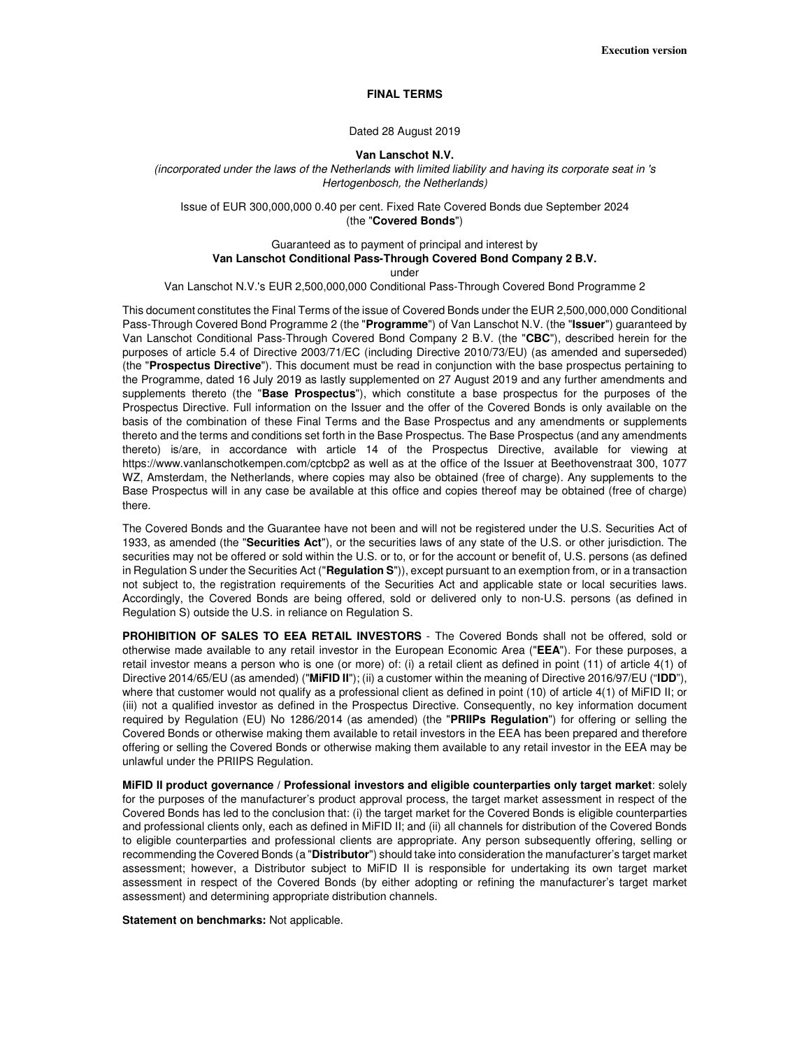Execution version

# FINAL TERMS

Dated 28 August 2019

**Van Lanschot N.V.**

*(incorporated under the laws of the Netherlands with limited liability and having its corporate seat in 's Hertogenbosch, the Netherlands)*

Issue of EUR 300,000,000 0.40 per cent. Fixed Rate Covered Bonds due September 2024 (the "**Covered Bonds**")

Guaranteed as to payment of principal and interest by
**Van Lanschot Conditional Pass-Through Covered Bond Company 2 B.V.**
under
Van Lanschot N.V.'s EUR 2,500,000,000 Conditional Pass-Through Covered Bond Programme 2

This document constitutes the Final Terms of the issue of Covered Bonds under the EUR 2,500,000,000 Conditional Pass-Through Covered Bond Programme 2 (the "**Programme**") of Van Lanschot N.V. (the "**Issuer**") guaranteed by Van Lanschot Conditional Pass-Through Covered Bond Company 2 B.V. (the "**CBC**"), described herein for the purposes of article 5.4 of Directive 2003/71/EC (including Directive 2010/73/EU) (as amended and superseded) (the "**Prospectus Directive**"). This document must be read in conjunction with the base prospectus pertaining to the Programme, dated 16 July 2019 as lastly supplemented on 27 August 2019 and any further amendments and supplements thereto (the "**Base Prospectus**"), which constitute a base prospectus for the purposes of the Prospectus Directive. Full information on the Issuer and the offer of the Covered Bonds is only available on the basis of the combination of these Final Terms and the Base Prospectus and any amendments or supplements thereto and the terms and conditions set forth in the Base Prospectus. The Base Prospectus (and any amendments thereto) is/are, in accordance with article 14 of the Prospectus Directive, available for viewing at https://www.vanlanschotkempen.com/cptcbp2 as well as at the office of the Issuer at Beethovenstraat 300, 1077 WZ, Amsterdam, the Netherlands, where copies may also be obtained (free of charge). Any supplements to the Base Prospectus will in any case be available at this office and copies thereof may be obtained (free of charge) there.

The Covered Bonds and the Guarantee have not been and will not be registered under the U.S. Securities Act of 1933, as amended (the "**Securities Act**"), or the securities laws of any state of the U.S. or other jurisdiction. The securities may not be offered or sold within the U.S. or to, or for the account or benefit of, U.S. persons (as defined in Regulation S under the Securities Act ("**Regulation S**")), except pursuant to an exemption from, or in a transaction not subject to, the registration requirements of the Securities Act and applicable state or local securities laws. Accordingly, the Covered Bonds are being offered, sold or delivered only to non-U.S. persons (as defined in Regulation S) outside the U.S. in reliance on Regulation S.

**PROHIBITION OF SALES TO EEA RETAIL INVESTORS** - The Covered Bonds shall not be offered, sold or otherwise made available to any retail investor in the European Economic Area ("**EEA**"). For these purposes, a retail investor means a person who is one (or more) of: (i) a retail client as defined in point (11) of article 4(1) of Directive 2014/65/EU (as amended) ("**MiFID II**"); (ii) a customer within the meaning of Directive 2016/97/EU ("**IDD**"), where that customer would not qualify as a professional client as defined in point (10) of article 4(1) of MiFID II; or (iii) not a qualified investor as defined in the Prospectus Directive. Consequently, no key information document required by Regulation (EU) No 1286/2014 (as amended) (the "**PRIIPs Regulation**") for offering or selling the Covered Bonds or otherwise making them available to retail investors in the EEA has been prepared and therefore offering or selling the Covered Bonds or otherwise making them available to any retail investor in the EEA may be unlawful under the PRIIPS Regulation.

**MiFID II product governance / Professional investors and eligible counterparties only target market**: solely for the purposes of the manufacturer's product approval process, the target market assessment in respect of the Covered Bonds has led to the conclusion that: (i) the target market for the Covered Bonds is eligible counterparties and professional clients only, each as defined in MiFID II; and (ii) all channels for distribution of the Covered Bonds to eligible counterparties and professional clients are appropriate. Any person subsequently offering, selling or recommending the Covered Bonds (a "**Distributor**") should take into consideration the manufacturer's target market assessment; however, a Distributor subject to MiFID II is responsible for undertaking its own target market assessment in respect of the Covered Bonds (by either adopting or refining the manufacturer's target market assessment) and determining appropriate distribution channels.

**Statement on benchmarks:** Not applicable.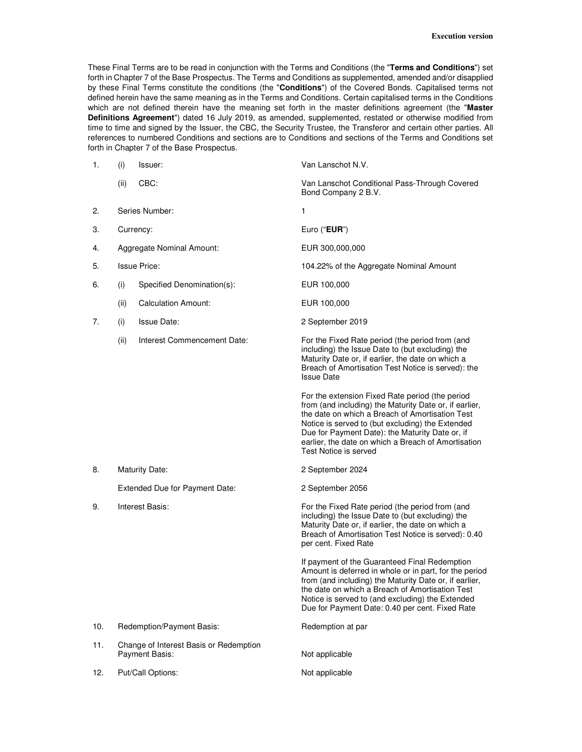These Final Terms are to be read in conjunction with the Terms and Conditions (the "**Terms and Conditions**") set forth in Chapter 7 of the Base Prospectus. The Terms and Conditions as supplemented, amended and/or disapplied by these Final Terms constitute the conditions (the "**Conditions**") of the Covered Bonds. Capitalised terms not defined herein have the same meaning as in the Terms and Conditions. Certain capitalised terms in the Conditions which are not defined therein have the meaning set forth in the master definitions agreement (the "**Master Definitions Agreement**") dated 16 July 2019, as amended, supplemented, restated or otherwise modified from time to time and signed by the Issuer, the CBC, the Security Trustee, the Transferor and certain other parties. All references to numbered Conditions and sections are to Conditions and sections of the Terms and Conditions set forth in Chapter 7 of the Base Prospectus.

| | | | |
|---|---|---|---|
| 1. | (i) | Issuer: | Van Lanschot N.V. |
| | (ii) | CBC: | Van Lanschot Conditional Pass-Through Covered Bond Company 2 B.V. |
| 2. | | Series Number: | 1 |
| 3. | | Currency: | Euro ("**EUR**") |
| 4. | | Aggregate Nominal Amount: | EUR 300,000,000 |
| 5. | | Issue Price: | 104.22% of the Aggregate Nominal Amount |
| 6. | (i) | Specified Denomination(s): | EUR 100,000 |
| | (ii) | Calculation Amount: | EUR 100,000 |
| 7. | (i) | Issue Date: | 2 September 2019 |
| | (ii) | Interest Commencement Date: | For the Fixed Rate period (the period from (and including) the Issue Date to (but excluding) the Maturity Date or, if earlier, the date on which a Breach of Amortisation Test Notice is served): the Issue Date<br><br>For the extension Fixed Rate period (the period from (and including) the Maturity Date or, if earlier, the date on which a Breach of Amortisation Test Notice is served to (but excluding) the Extended Due for Payment Date): the Maturity Date or, if earlier, the date on which a Breach of Amortisation Test Notice is served |
| 8. | | Maturity Date: | 2 September 2024 |
| | | Extended Due for Payment Date: | 2 September 2056 |
| 9. | | Interest Basis: | For the Fixed Rate period (the period from (and including) the Issue Date to (but excluding) the Maturity Date or, if earlier, the date on which a Breach of Amortisation Test Notice is served): 0.40 per cent. Fixed Rate<br><br>If payment of the Guaranteed Final Redemption Amount is deferred in whole or in part, for the period from (and including) the Maturity Date or, if earlier, the date on which a Breach of Amortisation Test Notice is served to (and excluding) the Extended Due for Payment Date: 0.40 per cent. Fixed Rate |
| 10. | | Redemption/Payment Basis: | Redemption at par |
| 11. | | Change of Interest Basis or Redemption Payment Basis: | Not applicable |
| 12. | | Put/Call Options: | Not applicable |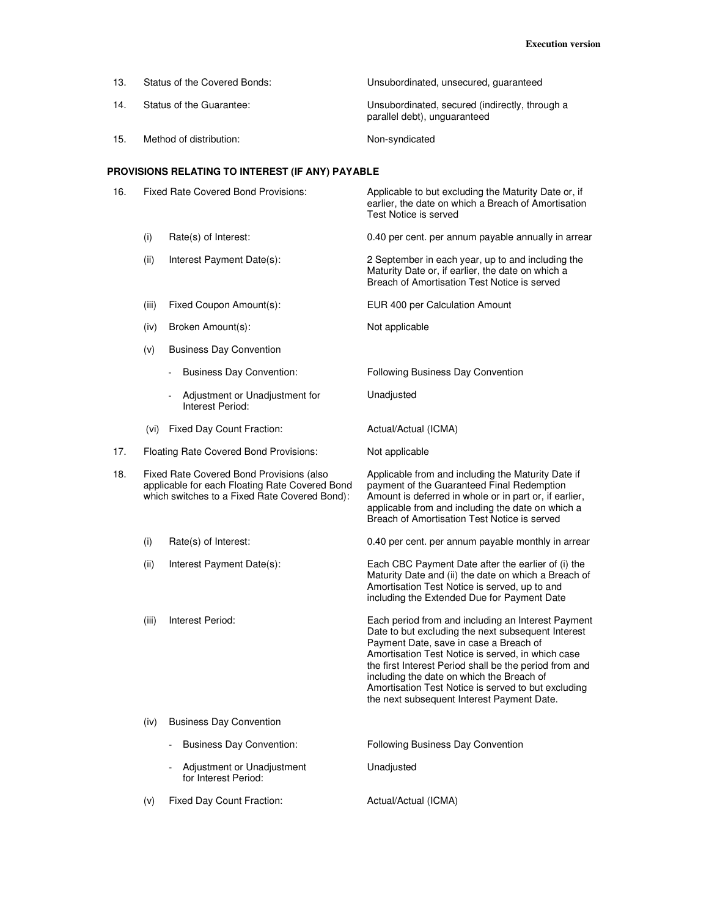| | | | |
|---|---|---|---|
| 13. | Status of the Covered Bonds: | | Unsubordinated, unsecured, guaranteed |
| 14. | Status of the Guarantee: | | Unsubordinated, secured (indirectly, through a parallel debt), unguaranteed |
| 15. | Method of distribution: | | Non-syndicated |

**PROVISIONS RELATING TO INTEREST (IF ANY) PAYABLE**

| | | | |
|---|---|---|---|
| 16. | Fixed Rate Covered Bond Provisions: | | Applicable to but excluding the Maturity Date or, if earlier, the date on which a Breach of Amortisation Test Notice is served |
| | (i) | Rate(s) of Interest: | 0.40 per cent. per annum payable annually in arrear |
| | (ii) | Interest Payment Date(s): | 2 September in each year, up to and including the Maturity Date or, if earlier, the date on which a Breach of Amortisation Test Notice is served |
| | (iii) | Fixed Coupon Amount(s): | EUR 400 per Calculation Amount |
| | (iv) | Broken Amount(s): | Not applicable |
| | (v) | Business Day Convention | |
| | | - Business Day Convention: | Following Business Day Convention |
| | | - Adjustment or Unadjustment for Interest Period: | Unadjusted |
| | (vi) | Fixed Day Count Fraction: | Actual/Actual (ICMA) |
| 17. | Floating Rate Covered Bond Provisions: | | Not applicable |
| 18. | Fixed Rate Covered Bond Provisions (also applicable for each Floating Rate Covered Bond which switches to a Fixed Rate Covered Bond): | | Applicable from and including the Maturity Date if payment of the Guaranteed Final Redemption Amount is deferred in whole or in part or, if earlier, applicable from and including the date on which a Breach of Amortisation Test Notice is served |
| | (i) | Rate(s) of Interest: | 0.40 per cent. per annum payable monthly in arrear |
| | (ii) | Interest Payment Date(s): | Each CBC Payment Date after the earlier of (i) the Maturity Date and (ii) the date on which a Breach of Amortisation Test Notice is served, up to and including the Extended Due for Payment Date |
| | (iii) | Interest Period: | Each period from and including an Interest Payment Date to but excluding the next subsequent Interest Payment Date, save in case a Breach of Amortisation Test Notice is served, in which case the first Interest Period shall be the period from and including the date on which the Breach of Amortisation Test Notice is served to but excluding the next subsequent Interest Payment Date. |
| | (iv) | Business Day Convention | |
| | | - Business Day Convention: | Following Business Day Convention |
| | | - Adjustment or Unadjustment for Interest Period: | Unadjusted |
| | (v) | Fixed Day Count Fraction: | Actual/Actual (ICMA) |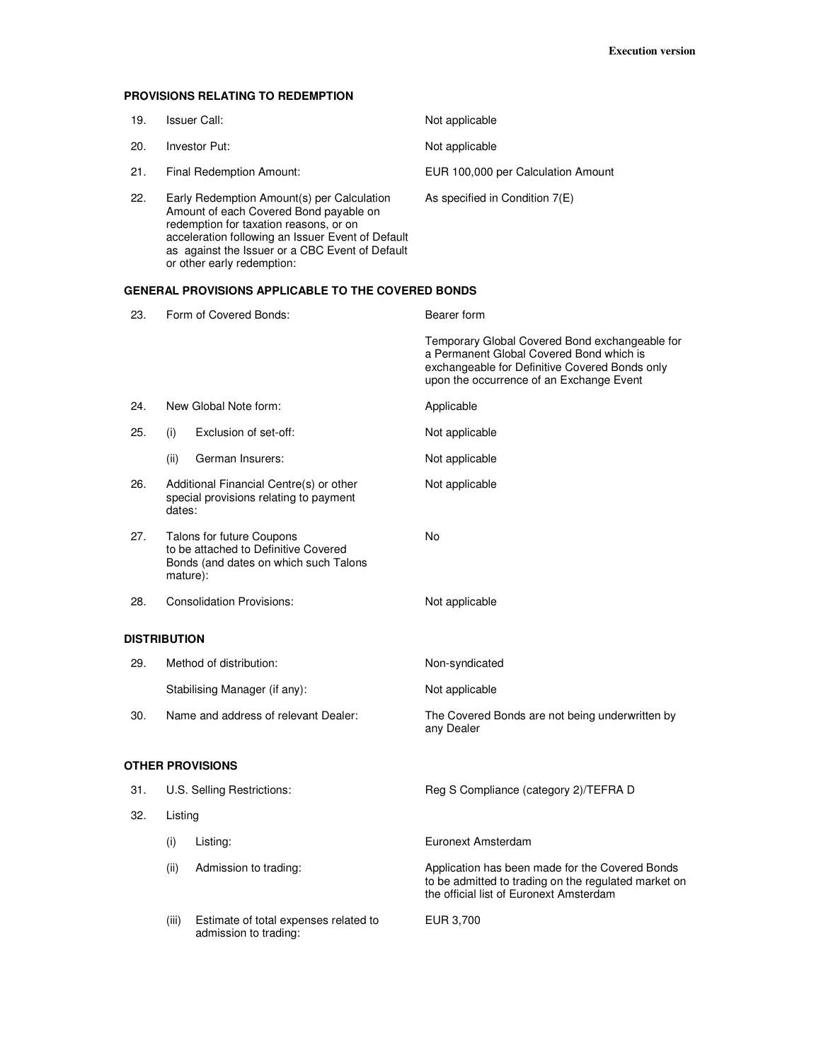### PROVISIONS RELATING TO REDEMPTION

| | | |
|---|---|---|
| 19. | Issuer Call: | Not applicable |
| 20. | Investor Put: | Not applicable |
| 21. | Final Redemption Amount: | EUR 100,000 per Calculation Amount |
| 22. | Early Redemption Amount(s) per Calculation Amount of each Covered Bond payable on redemption for taxation reasons, or on acceleration following an Issuer Event of Default as against the Issuer or a CBC Event of Default or other early redemption: | As specified in Condition 7(E) |

### GENERAL PROVISIONS APPLICABLE TO THE COVERED BONDS

| | | |
|---|---|---|
| 23. | Form of Covered Bonds: | Bearer form<br><br>Temporary Global Covered Bond exchangeable for a Permanent Global Covered Bond which is exchangeable for Definitive Covered Bonds only upon the occurrence of an Exchange Event |
| 24. | New Global Note form: | Applicable |
| 25. | (i) Exclusion of set-off: | Not applicable |
| | (ii) German Insurers: | Not applicable |
| 26. | Additional Financial Centre(s) or other special provisions relating to payment dates: | Not applicable |
| 27. | Talons for future Coupons to be attached to Definitive Covered Bonds (and dates on which such Talons mature): | No |
| 28. | Consolidation Provisions: | Not applicable |

### DISTRIBUTION

| | | |
|---|---|---|
| 29. | Method of distribution: | Non-syndicated |
| | Stabilising Manager (if any): | Not applicable |
| 30. | Name and address of relevant Dealer: | The Covered Bonds are not being underwritten by any Dealer |

### OTHER PROVISIONS

| | | |
|---|---|---|
| 31. | U.S. Selling Restrictions: | Reg S Compliance (category 2)/TEFRA D |
| 32. | Listing | |
| | (i) Listing: | Euronext Amsterdam |
| | (ii) Admission to trading: | Application has been made for the Covered Bonds to be admitted to trading on the regulated market on the official list of Euronext Amsterdam |
| | (iii) Estimate of total expenses related to admission to trading: | EUR 3,700 |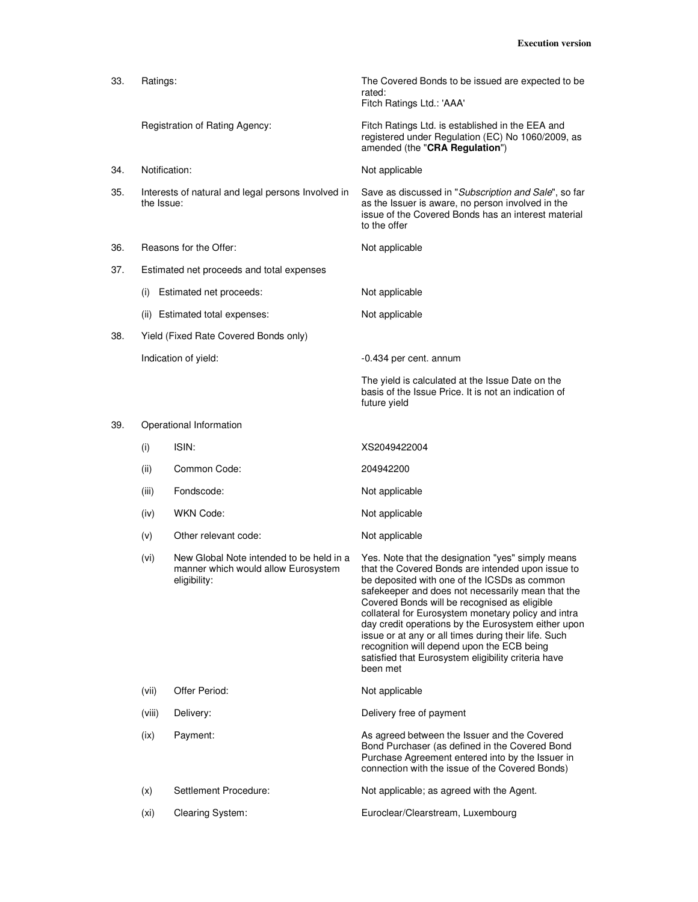| | | |
|---|---|---|
| 33. | Ratings: | The Covered Bonds to be issued are expected to be rated:<br>Fitch Ratings Ltd.: 'AAA' |
| | Registration of Rating Agency: | Fitch Ratings Ltd. is established in the EEA and registered under Regulation (EC) No 1060/2009, as amended (the "**CRA Regulation**") |
| 34. | Notification: | Not applicable |
| 35. | Interests of natural and legal persons Involved in the Issue: | Save as discussed in "*Subscription and Sale*", so far as the Issuer is aware, no person involved in the issue of the Covered Bonds has an interest material to the offer |
| 36. | Reasons for the Offer: | Not applicable |
| 37. | Estimated net proceeds and total expenses | |
| | (i) Estimated net proceeds: | Not applicable |
| | (ii) Estimated total expenses: | Not applicable |
| 38. | Yield (Fixed Rate Covered Bonds only) | |
| | Indication of yield: | -0.434 per cent. annum<br><br>The yield is calculated at the Issue Date on the basis of the Issue Price. It is not an indication of future yield |
| 39. | Operational Information | |
| | (i) ISIN: | XS2049422004 |
| | (ii) Common Code: | 204942200 |
| | (iii) Fondscode: | Not applicable |
| | (iv) WKN Code: | Not applicable |
| | (v) Other relevant code: | Not applicable |
| | (vi) New Global Note intended to be held in a manner which would allow Eurosystem eligibility: | Yes. Note that the designation "yes" simply means that the Covered Bonds are intended upon issue to be deposited with one of the ICSDs as common safekeeper and does not necessarily mean that the Covered Bonds will be recognised as eligible collateral for Eurosystem monetary policy and intra day credit operations by the Eurosystem either upon issue or at any or all times during their life. Such recognition will depend upon the ECB being satisfied that Eurosystem eligibility criteria have been met |
| | (vii) Offer Period: | Not applicable |
| | (viii) Delivery: | Delivery free of payment |
| | (ix) Payment: | As agreed between the Issuer and the Covered Bond Purchaser (as defined in the Covered Bond Purchase Agreement entered into by the Issuer in connection with the issue of the Covered Bonds) |
| | (x) Settlement Procedure: | Not applicable; as agreed with the Agent. |
| | (xi) Clearing System: | Euroclear/Clearstream, Luxembourg |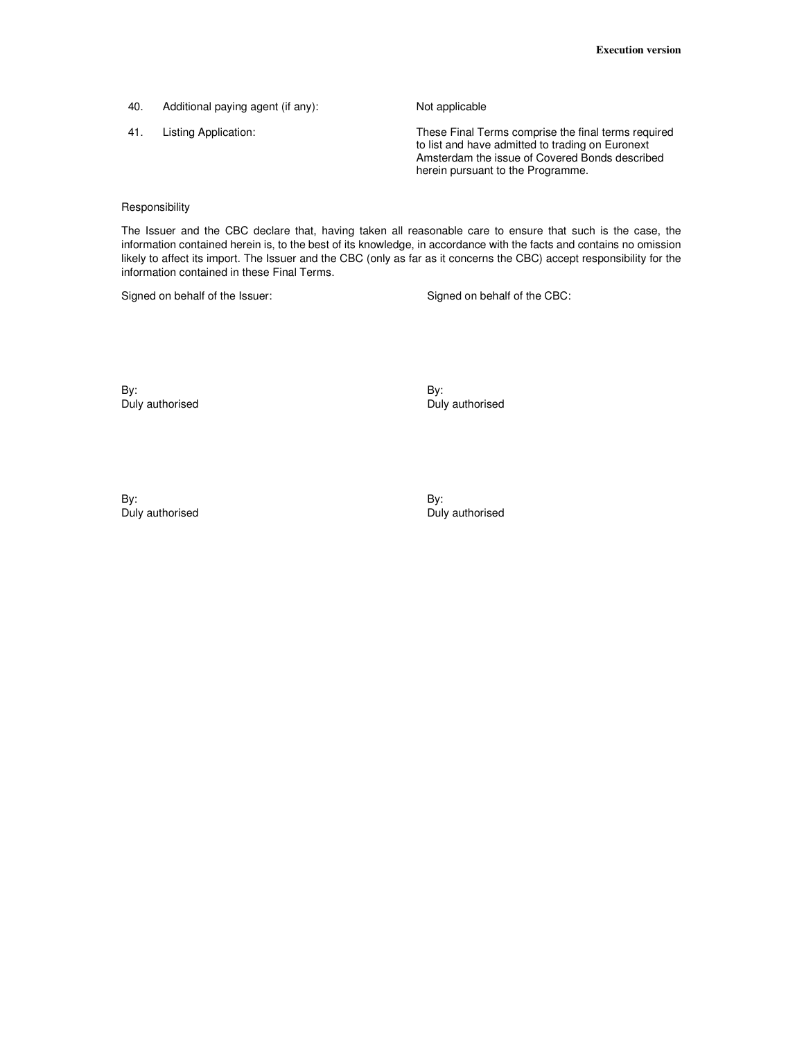| | | |
|---|---|---|
| 40. | Additional paying agent (if any): | Not applicable |
| 41. | Listing Application: | These Final Terms comprise the final terms required to list and have admitted to trading on Euronext Amsterdam the issue of Covered Bonds described herein pursuant to the Programme. |

Responsibility

The Issuer and the CBC declare that, having taken all reasonable care to ensure that such is the case, the information contained herein is, to the best of its knowledge, in accordance with the facts and contains no omission likely to affect its import. The Issuer and the CBC (only as far as it concerns the CBC) accept responsibility for the information contained in these Final Terms.

| Signed on behalf of the Issuer: | Signed on behalf of the CBC: |
|---|---|
| By:<br>Duly authorised | By:<br>Duly authorised |
| By:<br>Duly authorised | By:<br>Duly authorised |